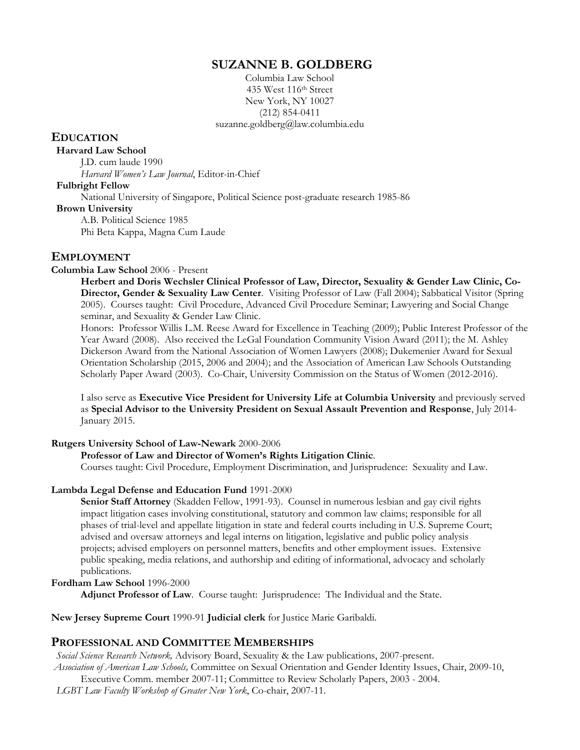# SUZANNE B. GOLDBERG

Columbia Law School
435 West 116th Street
New York, NY 10027
(212) 854-0411
suzanne.goldberg@law.columbia.edu

## EDUCATION

**Harvard Law School**
J.D. cum laude 1990
*Harvard Women's Law Journal*, Editor-in-Chief

**Fulbright Fellow**
National University of Singapore, Political Science post-graduate research 1985-86

**Brown University**
A.B. Political Science 1985
Phi Beta Kappa, Magna Cum Laude

## EMPLOYMENT

**Columbia Law School** 2006 - Present

**Herbert and Doris Wechsler Clinical Professor of Law, Director, Sexuality & Gender Law Clinic, Co-Director, Gender & Sexuality Law Center**. Visiting Professor of Law (Fall 2004); Sabbatical Visitor (Spring 2005). Courses taught: Civil Procedure, Advanced Civil Procedure Seminar; Lawyering and Social Change seminar, and Sexuality & Gender Law Clinic.

Honors: Professor Willis L.M. Reese Award for Excellence in Teaching (2009); Public Interest Professor of the Year Award (2008). Also received the LeGal Foundation Community Vision Award (2011); the M. Ashley Dickerson Award from the National Association of Women Lawyers (2008); Dukemenier Award for Sexual Orientation Scholarship (2015, 2006 and 2004); and the Association of American Law Schools Outstanding Scholarly Paper Award (2003). Co-Chair, University Commission on the Status of Women (2012-2016).

I also serve as **Executive Vice President for University Life at Columbia University** and previously served as **Special Advisor to the University President on Sexual Assault Prevention and Response**, July 2014-January 2015.

**Rutgers University School of Law-Newark** 2000-2006

**Professor of Law and Director of Women's Rights Litigation Clinic**.
Courses taught: Civil Procedure, Employment Discrimination, and Jurisprudence: Sexuality and Law.

**Lambda Legal Defense and Education Fund** 1991-2000

**Senior Staff Attorney** (Skadden Fellow, 1991-93). Counsel in numerous lesbian and gay civil rights impact litigation cases involving constitutional, statutory and common law claims; responsible for all phases of trial-level and appellate litigation in state and federal courts including in U.S. Supreme Court; advised and oversaw attorneys and legal interns on litigation, legislative and public policy analysis projects; advised employers on personnel matters, benefits and other employment issues. Extensive public speaking, media relations, and authorship and editing of informational, advocacy and scholarly publications.

**Fordham Law School** 1996-2000

**Adjunct Professor of Law**. Course taught: Jurisprudence: The Individual and the State.

**New Jersey Supreme Court** 1990-91 **Judicial clerk** for Justice Marie Garibaldi.

## PROFESSIONAL AND COMMITTEE MEMBERSHIPS

*Social Science Research Network,* Advisory Board, Sexuality & the Law publications, 2007-present.

*Association of American Law Schools,* Committee on Sexual Orientation and Gender Identity Issues, Chair, 2009-10, Executive Comm. member 2007-11; Committee to Review Scholarly Papers, 2003 - 2004.

*LGBT Law Faculty Workshop of Greater New York*, Co-chair, 2007-11.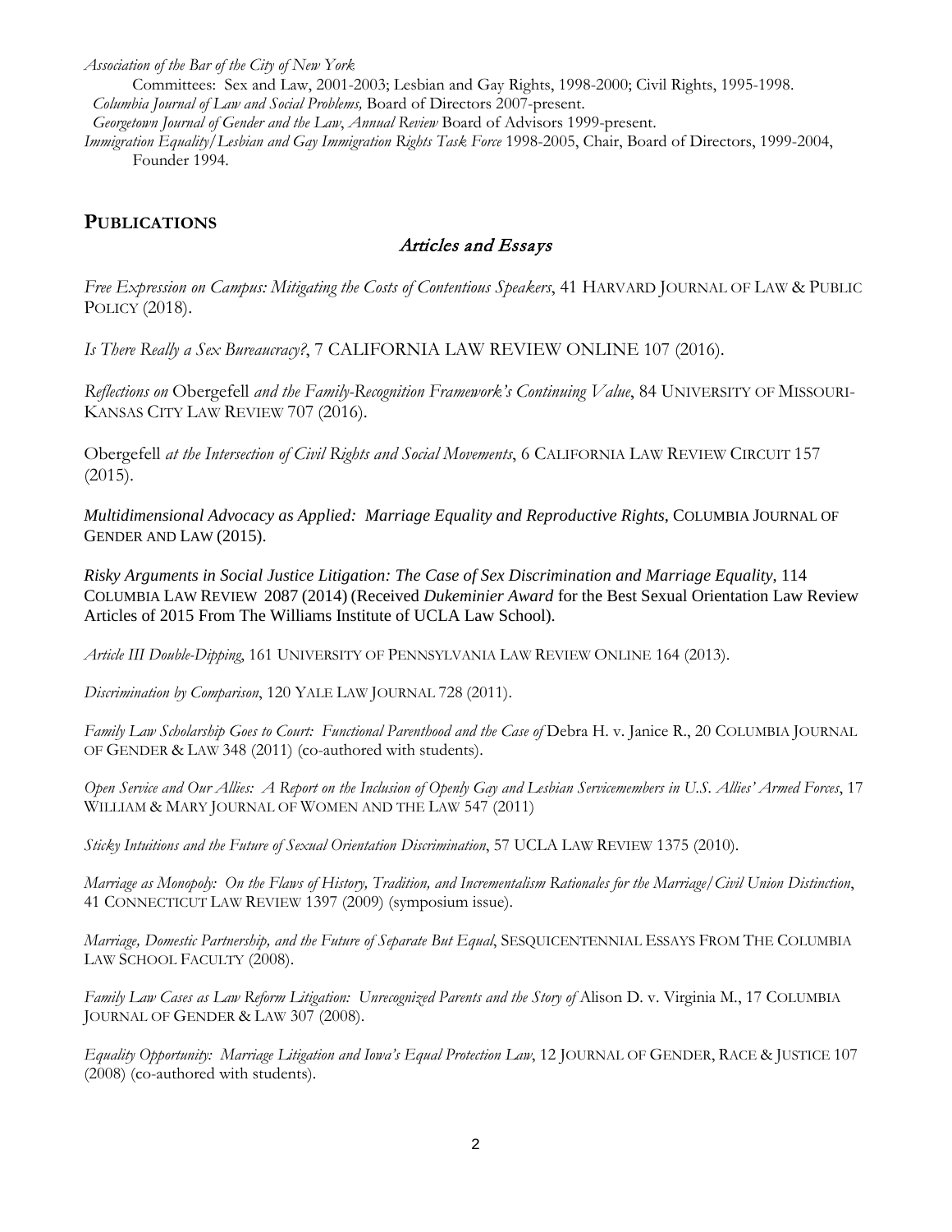*Association of the Bar of the City of New York*

Committees: Sex and Law, 2001-2003; Lesbian and Gay Rights, 1998-2000; Civil Rights, 1995-1998.

*Columbia Journal of Law and Social Problems,* Board of Directors 2007-present.

*Georgetown Journal of Gender and the Law*, *Annual Review* Board of Advisors 1999-present.

*Immigration Equality/Lesbian and Gay Immigration Rights Task Force* 1998-2005, Chair, Board of Directors, 1999-2004, Founder 1994.

## PUBLICATIONS

### *Articles and Essays*

*Free Expression on Campus: Mitigating the Costs of Contentious Speakers*, 41 HARVARD JOURNAL OF LAW & PUBLIC POLICY (2018).

*Is There Really a Sex Bureaucracy?*, 7 CALIFORNIA LAW REVIEW ONLINE 107 (2016).

*Reflections on* Obergefell *and the Family-Recognition Framework's Continuing Value*, 84 UNIVERSITY OF MISSOURI-KANSAS CITY LAW REVIEW 707 (2016).

Obergefell *at the Intersection of Civil Rights and Social Movements*, 6 CALIFORNIA LAW REVIEW CIRCUIT 157 (2015).

*Multidimensional Advocacy as Applied: Marriage Equality and Reproductive Rights*, COLUMBIA JOURNAL OF GENDER AND LAW (2015).

*Risky Arguments in Social Justice Litigation: The Case of Sex Discrimination and Marriage Equality*, 114 COLUMBIA LAW REVIEW 2087 (2014) (Received *Dukeminier Award* for the Best Sexual Orientation Law Review Articles of 2015 From The Williams Institute of UCLA Law School).

*Article III Double-Dipping*, 161 UNIVERSITY OF PENNSYLVANIA LAW REVIEW ONLINE 164 (2013).

*Discrimination by Comparison*, 120 YALE LAW JOURNAL 728 (2011).

*Family Law Scholarship Goes to Court: Functional Parenthood and the Case of* Debra H. v. Janice R., 20 COLUMBIA JOURNAL OF GENDER & LAW 348 (2011) (co-authored with students).

*Open Service and Our Allies: A Report on the Inclusion of Openly Gay and Lesbian Servicemembers in U.S. Allies' Armed Forces*, 17 WILLIAM & MARY JOURNAL OF WOMEN AND THE LAW 547 (2011)

*Sticky Intuitions and the Future of Sexual Orientation Discrimination*, 57 UCLA LAW REVIEW 1375 (2010).

*Marriage as Monopoly: On the Flaws of History, Tradition, and Incrementalism Rationales for the Marriage/Civil Union Distinction*, 41 CONNECTICUT LAW REVIEW 1397 (2009) (symposium issue).

*Marriage, Domestic Partnership, and the Future of Separate But Equal*, SESQUICENTENNIAL ESSAYS FROM THE COLUMBIA LAW SCHOOL FACULTY (2008).

*Family Law Cases as Law Reform Litigation: Unrecognized Parents and the Story of* Alison D. v. Virginia M., 17 COLUMBIA JOURNAL OF GENDER & LAW 307 (2008).

*Equality Opportunity: Marriage Litigation and Iowa's Equal Protection Law*, 12 JOURNAL OF GENDER, RACE & JUSTICE 107 (2008) (co-authored with students).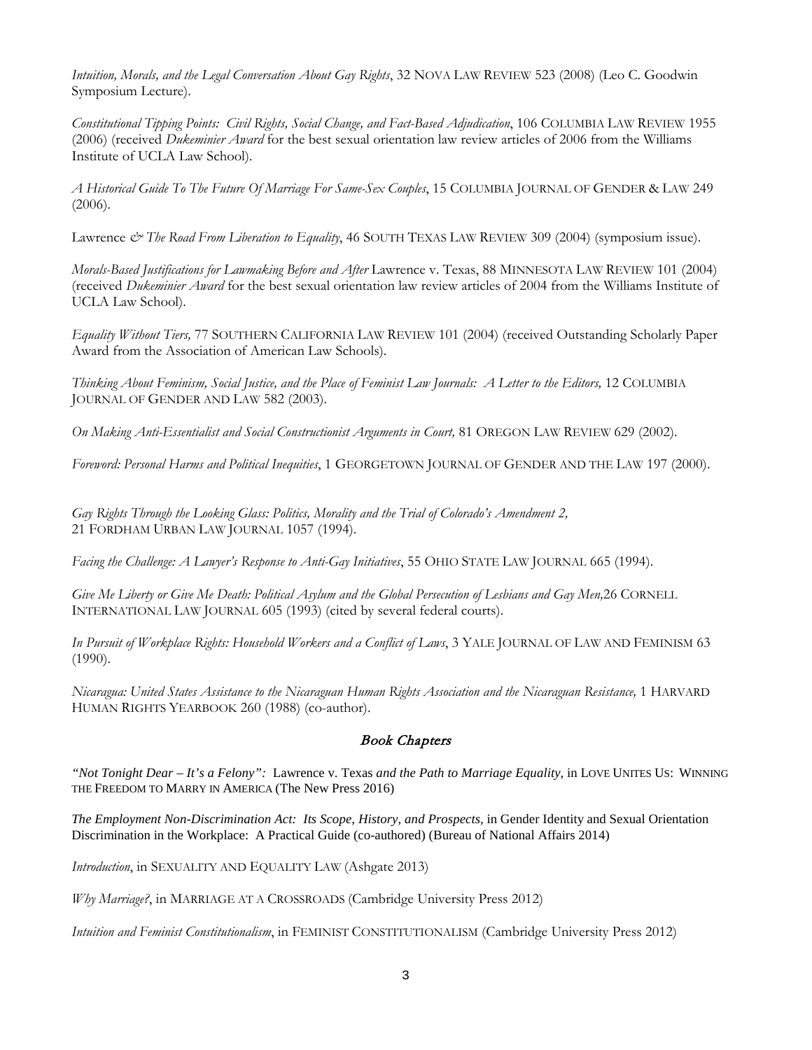*Intuition, Morals, and the Legal Conversation About Gay Rights*, 32 NOVA LAW REVIEW 523 (2008) (Leo C. Goodwin Symposium Lecture).

*Constitutional Tipping Points: Civil Rights, Social Change, and Fact-Based Adjudication*, 106 COLUMBIA LAW REVIEW 1955 (2006) (received *Dukeminier Award* for the best sexual orientation law review articles of 2006 from the Williams Institute of UCLA Law School).

*A Historical Guide To The Future Of Marriage For Same-Sex Couples*, 15 COLUMBIA JOURNAL OF GENDER & LAW 249 (2006).

Lawrence *& The Road From Liberation to Equality*, 46 SOUTH TEXAS LAW REVIEW 309 (2004) (symposium issue).

*Morals-Based Justifications for Lawmaking Before and After* Lawrence v. Texas, 88 MINNESOTA LAW REVIEW 101 (2004) (received *Dukeminier Award* for the best sexual orientation law review articles of 2004 from the Williams Institute of UCLA Law School).

*Equality Without Tiers,* 77 SOUTHERN CALIFORNIA LAW REVIEW 101 (2004) (received Outstanding Scholarly Paper Award from the Association of American Law Schools).

*Thinking About Feminism, Social Justice, and the Place of Feminist Law Journals: A Letter to the Editors,* 12 COLUMBIA JOURNAL OF GENDER AND LAW 582 (2003).

*On Making Anti-Essentialist and Social Constructionist Arguments in Court,* 81 OREGON LAW REVIEW 629 (2002).

*Foreword: Personal Harms and Political Inequities*, 1 GEORGETOWN JOURNAL OF GENDER AND THE LAW 197 (2000).

*Gay Rights Through the Looking Glass: Politics, Morality and the Trial of Colorado's Amendment 2,* 21 FORDHAM URBAN LAW JOURNAL 1057 (1994).

*Facing the Challenge: A Lawyer's Response to Anti-Gay Initiatives*, 55 OHIO STATE LAW JOURNAL 665 (1994).

*Give Me Liberty or Give Me Death: Political Asylum and the Global Persecution of Lesbians and Gay Men,*26 CORNELL INTERNATIONAL LAW JOURNAL 605 (1993) (cited by several federal courts).

*In Pursuit of Workplace Rights: Household Workers and a Conflict of Laws*, 3 YALE JOURNAL OF LAW AND FEMINISM 63 (1990).

*Nicaragua: United States Assistance to the Nicaraguan Human Rights Association and the Nicaraguan Resistance,* 1 HARVARD HUMAN RIGHTS YEARBOOK 260 (1988) (co-author).

## *Book Chapters*

*"Not Tonight Dear – It's a Felony":* Lawrence v. Texas *and the Path to Marriage Equality*, in LOVE UNITES US: WINNING THE FREEDOM TO MARRY IN AMERICA (The New Press 2016)

*The Employment Non-Discrimination Act: Its Scope, History, and Prospects*, in Gender Identity and Sexual Orientation Discrimination in the Workplace: A Practical Guide (co-authored) (Bureau of National Affairs 2014)

*Introduction*, in SEXUALITY AND EQUALITY LAW (Ashgate 2013)

*Why Marriage?*, in MARRIAGE AT A CROSSROADS (Cambridge University Press 2012)

*Intuition and Feminist Constitutionalism*, in FEMINIST CONSTITUTIONALISM (Cambridge University Press 2012)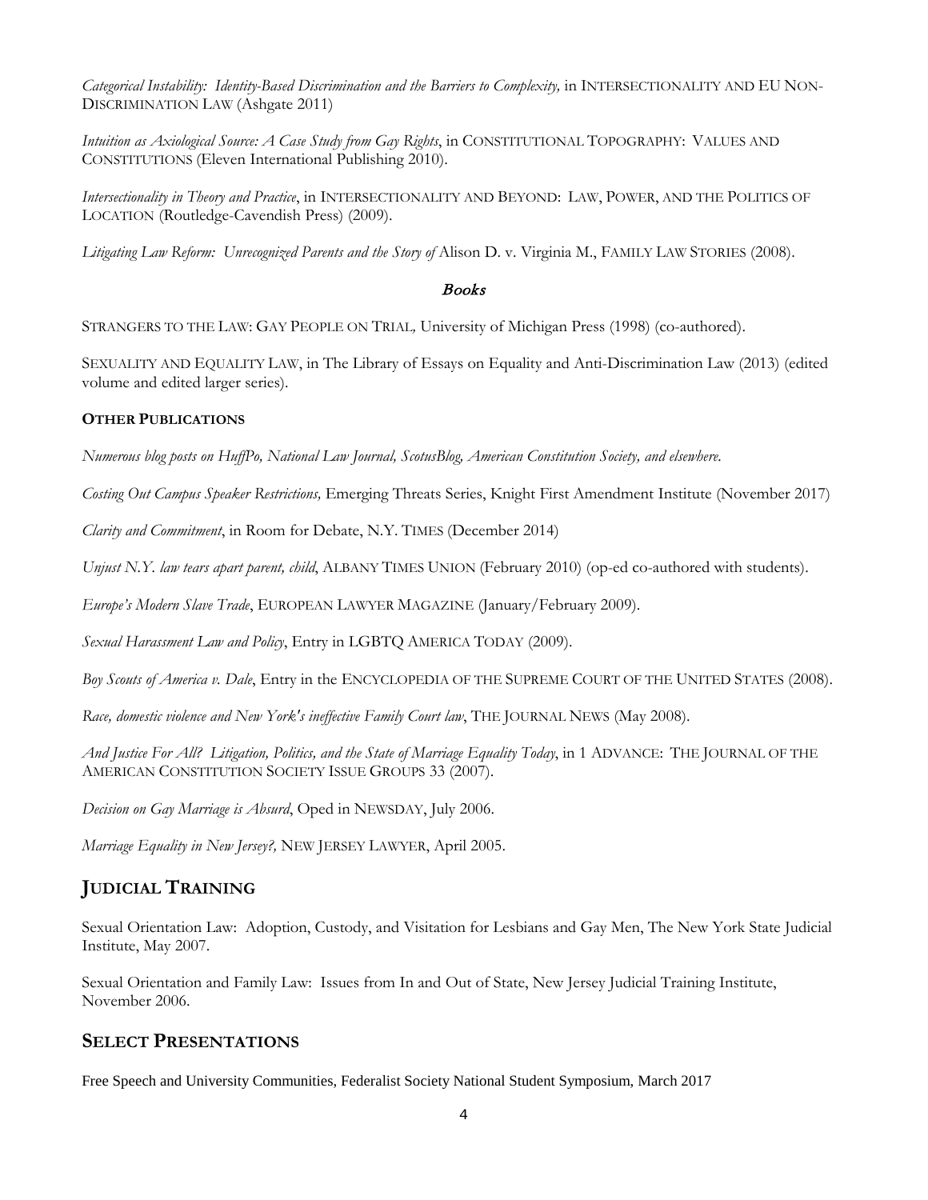*Categorical Instability: Identity-Based Discrimination and the Barriers to Complexity,* in INTERSECTIONALITY AND EU NON-DISCRIMINATION LAW (Ashgate 2011)

*Intuition as Axiological Source: A Case Study from Gay Rights*, in CONSTITUTIONAL TOPOGRAPHY: VALUES AND CONSTITUTIONS (Eleven International Publishing 2010).

*Intersectionality in Theory and Practice*, in INTERSECTIONALITY AND BEYOND: LAW, POWER, AND THE POLITICS OF LOCATION (Routledge-Cavendish Press) (2009).

*Litigating Law Reform: Unrecognized Parents and the Story of* Alison D. v. Virginia M., FAMILY LAW STORIES (2008).

### *Books*

STRANGERS TO THE LAW: GAY PEOPLE ON TRIAL*,* University of Michigan Press (1998) (co-authored).

SEXUALITY AND EQUALITY LAW, in The Library of Essays on Equality and Anti-Discrimination Law (2013) (edited volume and edited larger series).

**OTHER PUBLICATIONS**

*Numerous blog posts on HuffPo, National Law Journal, ScotusBlog, American Constitution Society, and elsewhere.*

*Costing Out Campus Speaker Restrictions,* Emerging Threats Series, Knight First Amendment Institute (November 2017)

*Clarity and Commitment*, in Room for Debate, N.Y. TIMES (December 2014)

*Unjust N.Y. law tears apart parent, child*, ALBANY TIMES UNION (February 2010) (op-ed co-authored with students).

*Europe's Modern Slave Trade*, EUROPEAN LAWYER MAGAZINE (January/February 2009).

*Sexual Harassment Law and Policy*, Entry in LGBTQ AMERICA TODAY (2009).

*Boy Scouts of America v. Dale*, Entry in the ENCYCLOPEDIA OF THE SUPREME COURT OF THE UNITED STATES (2008).

*Race, domestic violence and New York's ineffective Family Court law*, THE JOURNAL NEWS (May 2008).

*And Justice For All? Litigation, Politics, and the State of Marriage Equality Today*, in 1 ADVANCE: THE JOURNAL OF THE AMERICAN CONSTITUTION SOCIETY ISSUE GROUPS 33 (2007).

*Decision on Gay Marriage is Absurd*, Oped in NEWSDAY, July 2006.

*Marriage Equality in New Jersey?,* NEW JERSEY LAWYER, April 2005.

## JUDICIAL TRAINING

Sexual Orientation Law: Adoption, Custody, and Visitation for Lesbians and Gay Men, The New York State Judicial Institute, May 2007.

Sexual Orientation and Family Law: Issues from In and Out of State, New Jersey Judicial Training Institute, November 2006.

## SELECT PRESENTATIONS

Free Speech and University Communities, Federalist Society National Student Symposium, March 2017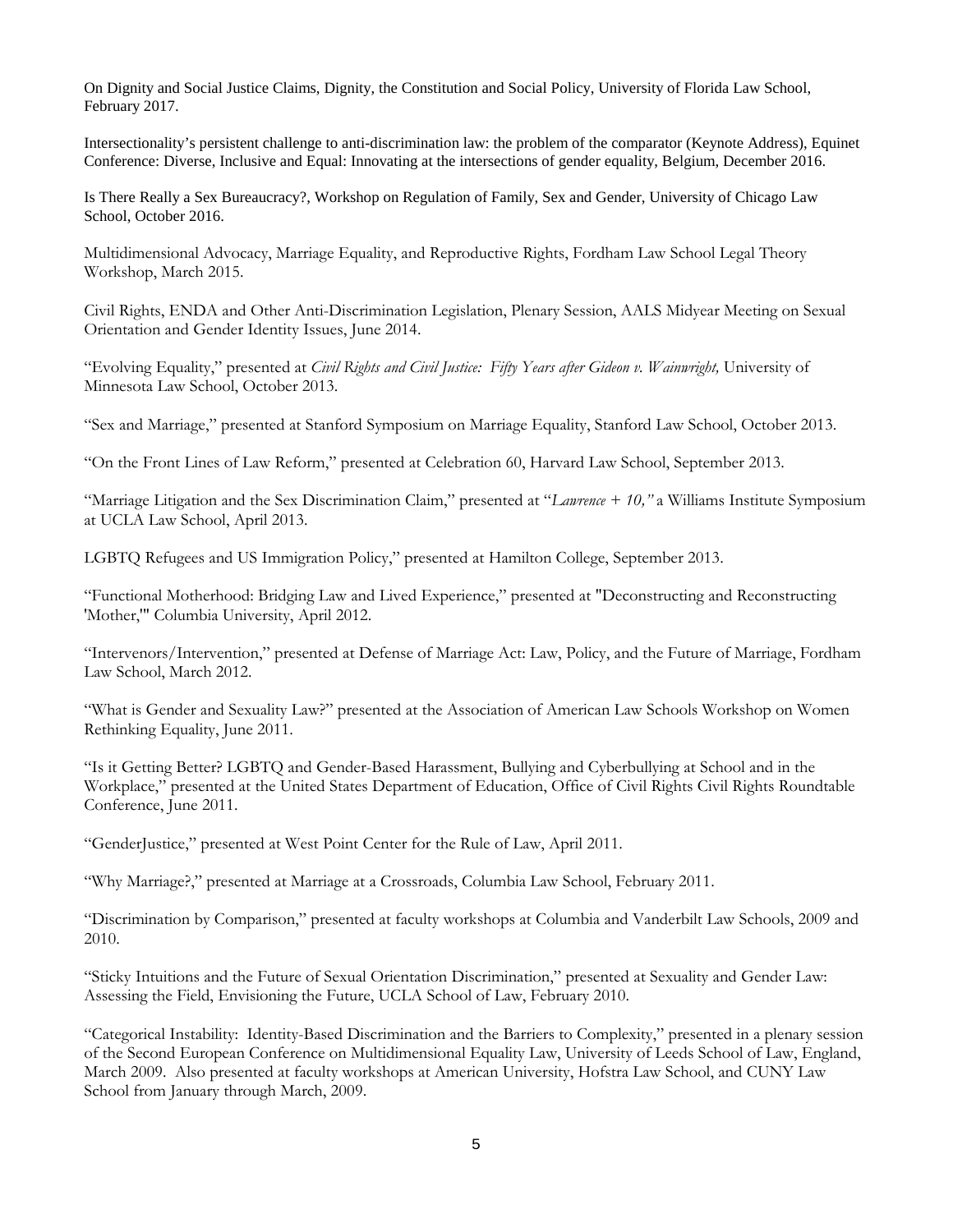On Dignity and Social Justice Claims, Dignity, the Constitution and Social Policy, University of Florida Law School, February 2017.

Intersectionality's persistent challenge to anti-discrimination law: the problem of the comparator (Keynote Address), Equinet Conference: Diverse, Inclusive and Equal: Innovating at the intersections of gender equality, Belgium, December 2016.

Is There Really a Sex Bureaucracy?, Workshop on Regulation of Family, Sex and Gender, University of Chicago Law School, October 2016.

Multidimensional Advocacy, Marriage Equality, and Reproductive Rights, Fordham Law School Legal Theory Workshop, March 2015.

Civil Rights, ENDA and Other Anti-Discrimination Legislation, Plenary Session, AALS Midyear Meeting on Sexual Orientation and Gender Identity Issues, June 2014.

"Evolving Equality," presented at *Civil Rights and Civil Justice: Fifty Years after Gideon v. Wainwright,* University of Minnesota Law School, October 2013.

"Sex and Marriage," presented at Stanford Symposium on Marriage Equality, Stanford Law School, October 2013.

"On the Front Lines of Law Reform," presented at Celebration 60, Harvard Law School, September 2013.

"Marriage Litigation and the Sex Discrimination Claim," presented at "*Lawrence + 10,"* a Williams Institute Symposium at UCLA Law School, April 2013.

LGBTQ Refugees and US Immigration Policy," presented at Hamilton College, September 2013.

"Functional Motherhood: Bridging Law and Lived Experience," presented at "Deconstructing and Reconstructing 'Mother,'" Columbia University, April 2012.

"Intervenors/Intervention," presented at Defense of Marriage Act: Law, Policy, and the Future of Marriage, Fordham Law School, March 2012.

"What is Gender and Sexuality Law?" presented at the Association of American Law Schools Workshop on Women Rethinking Equality, June 2011.

"Is it Getting Better? LGBTQ and Gender-Based Harassment, Bullying and Cyberbullying at School and in the Workplace," presented at the United States Department of Education, Office of Civil Rights Civil Rights Roundtable Conference, June 2011.

"GenderJustice," presented at West Point Center for the Rule of Law, April 2011.

"Why Marriage?," presented at Marriage at a Crossroads, Columbia Law School, February 2011.

"Discrimination by Comparison," presented at faculty workshops at Columbia and Vanderbilt Law Schools, 2009 and 2010.

"Sticky Intuitions and the Future of Sexual Orientation Discrimination," presented at Sexuality and Gender Law: Assessing the Field, Envisioning the Future, UCLA School of Law, February 2010.

"Categorical Instability: Identity-Based Discrimination and the Barriers to Complexity," presented in a plenary session of the Second European Conference on Multidimensional Equality Law, University of Leeds School of Law, England, March 2009. Also presented at faculty workshops at American University, Hofstra Law School, and CUNY Law School from January through March, 2009.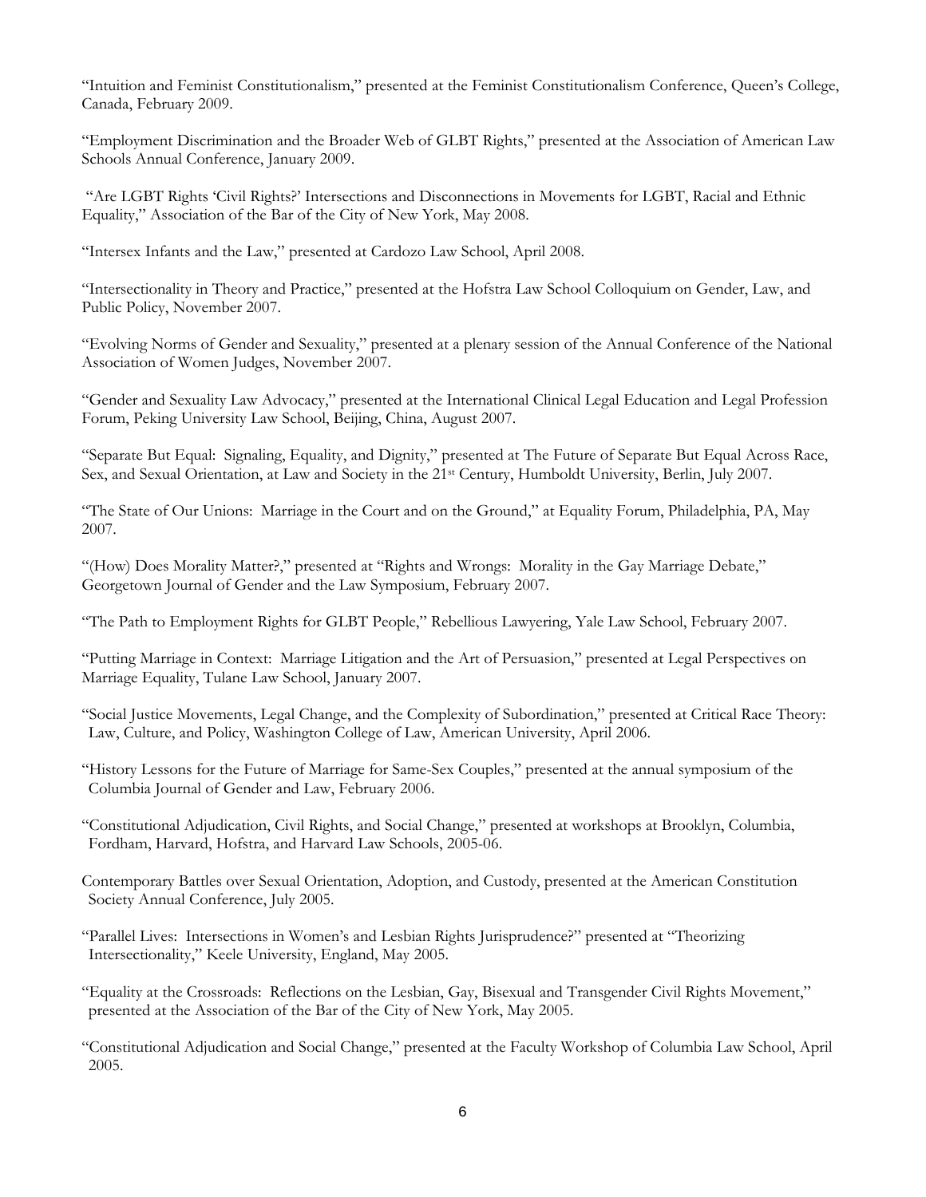"Intuition and Feminist Constitutionalism," presented at the Feminist Constitutionalism Conference, Queen's College, Canada, February 2009.

"Employment Discrimination and the Broader Web of GLBT Rights," presented at the Association of American Law Schools Annual Conference, January 2009.

"Are LGBT Rights 'Civil Rights?' Intersections and Disconnections in Movements for LGBT, Racial and Ethnic Equality," Association of the Bar of the City of New York, May 2008.

"Intersex Infants and the Law," presented at Cardozo Law School, April 2008.

"Intersectionality in Theory and Practice," presented at the Hofstra Law School Colloquium on Gender, Law, and Public Policy, November 2007.

"Evolving Norms of Gender and Sexuality," presented at a plenary session of the Annual Conference of the National Association of Women Judges, November 2007.

"Gender and Sexuality Law Advocacy," presented at the International Clinical Legal Education and Legal Profession Forum, Peking University Law School, Beijing, China, August 2007.

"Separate But Equal: Signaling, Equality, and Dignity," presented at The Future of Separate But Equal Across Race, Sex, and Sexual Orientation, at Law and Society in the 21st Century, Humboldt University, Berlin, July 2007.

"The State of Our Unions: Marriage in the Court and on the Ground," at Equality Forum, Philadelphia, PA, May 2007.

"(How) Does Morality Matter?," presented at "Rights and Wrongs: Morality in the Gay Marriage Debate," Georgetown Journal of Gender and the Law Symposium, February 2007.

"The Path to Employment Rights for GLBT People," Rebellious Lawyering, Yale Law School, February 2007.

"Putting Marriage in Context: Marriage Litigation and the Art of Persuasion," presented at Legal Perspectives on Marriage Equality, Tulane Law School, January 2007.

"Social Justice Movements, Legal Change, and the Complexity of Subordination," presented at Critical Race Theory: Law, Culture, and Policy, Washington College of Law, American University, April 2006.

"History Lessons for the Future of Marriage for Same-Sex Couples," presented at the annual symposium of the Columbia Journal of Gender and Law, February 2006.

"Constitutional Adjudication, Civil Rights, and Social Change," presented at workshops at Brooklyn, Columbia, Fordham, Harvard, Hofstra, and Harvard Law Schools, 2005-06.

Contemporary Battles over Sexual Orientation, Adoption, and Custody, presented at the American Constitution Society Annual Conference, July 2005.

"Parallel Lives: Intersections in Women's and Lesbian Rights Jurisprudence?" presented at "Theorizing Intersectionality," Keele University, England, May 2005.

"Equality at the Crossroads: Reflections on the Lesbian, Gay, Bisexual and Transgender Civil Rights Movement," presented at the Association of the Bar of the City of New York, May 2005.

"Constitutional Adjudication and Social Change," presented at the Faculty Workshop of Columbia Law School, April 2005.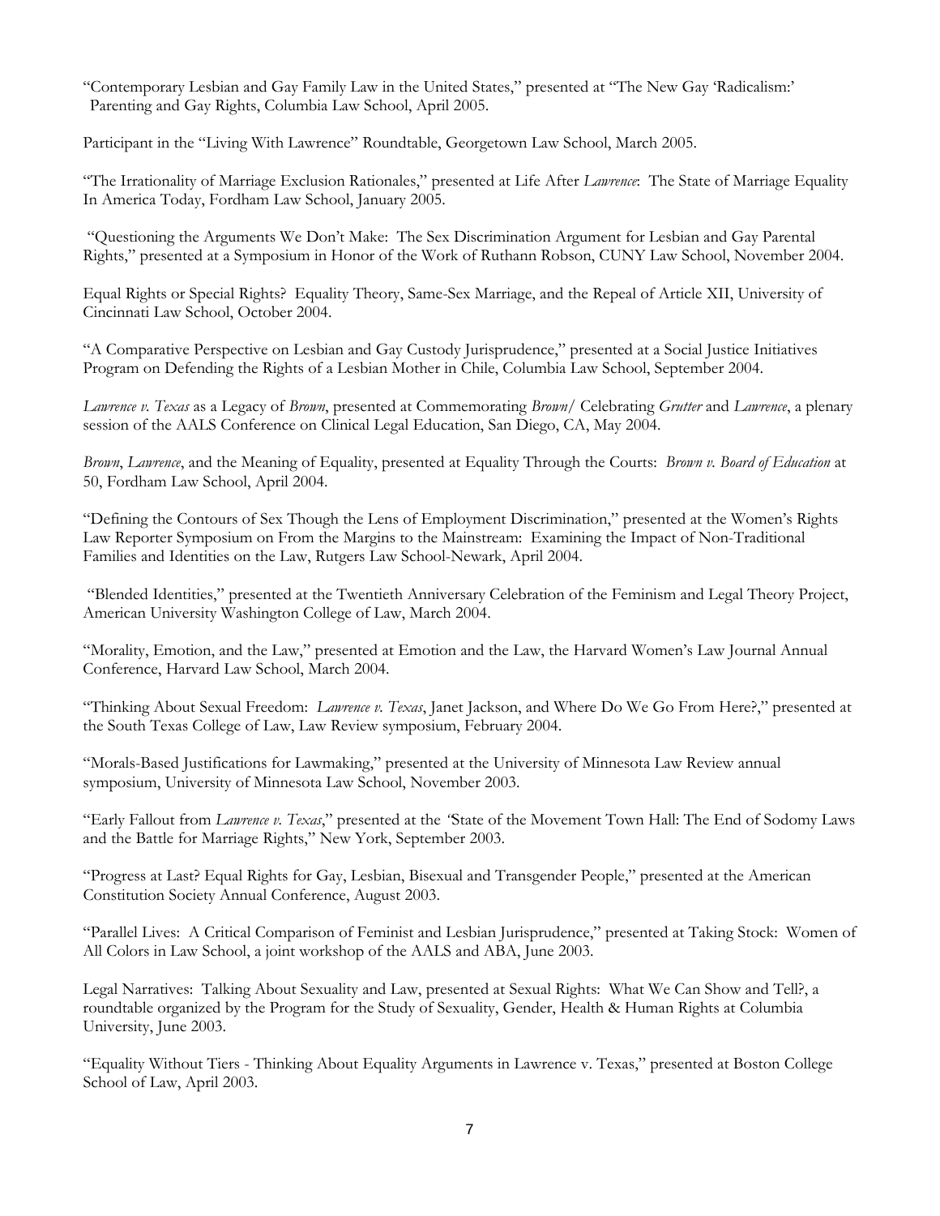"Contemporary Lesbian and Gay Family Law in the United States," presented at "The New Gay 'Radicalism:' Parenting and Gay Rights, Columbia Law School, April 2005.

Participant in the "Living With Lawrence" Roundtable, Georgetown Law School, March 2005.

"The Irrationality of Marriage Exclusion Rationales," presented at Life After *Lawrence*: The State of Marriage Equality In America Today, Fordham Law School, January 2005.

"Questioning the Arguments We Don't Make: The Sex Discrimination Argument for Lesbian and Gay Parental Rights," presented at a Symposium in Honor of the Work of Ruthann Robson, CUNY Law School, November 2004.

Equal Rights or Special Rights? Equality Theory, Same-Sex Marriage, and the Repeal of Article XII, University of Cincinnati Law School, October 2004.

"A Comparative Perspective on Lesbian and Gay Custody Jurisprudence," presented at a Social Justice Initiatives Program on Defending the Rights of a Lesbian Mother in Chile, Columbia Law School, September 2004.

*Lawrence v. Texas* as a Legacy of *Brown*, presented at Commemorating *Brown*/ Celebrating *Grutter* and *Lawrence*, a plenary session of the AALS Conference on Clinical Legal Education, San Diego, CA, May 2004.

*Brown*, *Lawrence*, and the Meaning of Equality, presented at Equality Through the Courts: *Brown v. Board of Education* at 50, Fordham Law School, April 2004.

"Defining the Contours of Sex Though the Lens of Employment Discrimination," presented at the Women's Rights Law Reporter Symposium on From the Margins to the Mainstream: Examining the Impact of Non-Traditional Families and Identities on the Law, Rutgers Law School-Newark, April 2004.

"Blended Identities," presented at the Twentieth Anniversary Celebration of the Feminism and Legal Theory Project, American University Washington College of Law, March 2004.

"Morality, Emotion, and the Law," presented at Emotion and the Law, the Harvard Women's Law Journal Annual Conference, Harvard Law School, March 2004.

"Thinking About Sexual Freedom: *Lawrence v. Texas*, Janet Jackson, and Where Do We Go From Here?," presented at the South Texas College of Law, Law Review symposium, February 2004.

"Morals-Based Justifications for Lawmaking," presented at the University of Minnesota Law Review annual symposium, University of Minnesota Law School, November 2003.

"Early Fallout from *Lawrence v. Texas*," presented at the "State of the Movement Town Hall: The End of Sodomy Laws and the Battle for Marriage Rights," New York, September 2003.

"Progress at Last? Equal Rights for Gay, Lesbian, Bisexual and Transgender People," presented at the American Constitution Society Annual Conference, August 2003.

"Parallel Lives: A Critical Comparison of Feminist and Lesbian Jurisprudence," presented at Taking Stock: Women of All Colors in Law School, a joint workshop of the AALS and ABA, June 2003.

Legal Narratives: Talking About Sexuality and Law, presented at Sexual Rights: What We Can Show and Tell?, a roundtable organized by the Program for the Study of Sexuality, Gender, Health & Human Rights at Columbia University, June 2003.

"Equality Without Tiers - Thinking About Equality Arguments in Lawrence v. Texas," presented at Boston College School of Law, April 2003.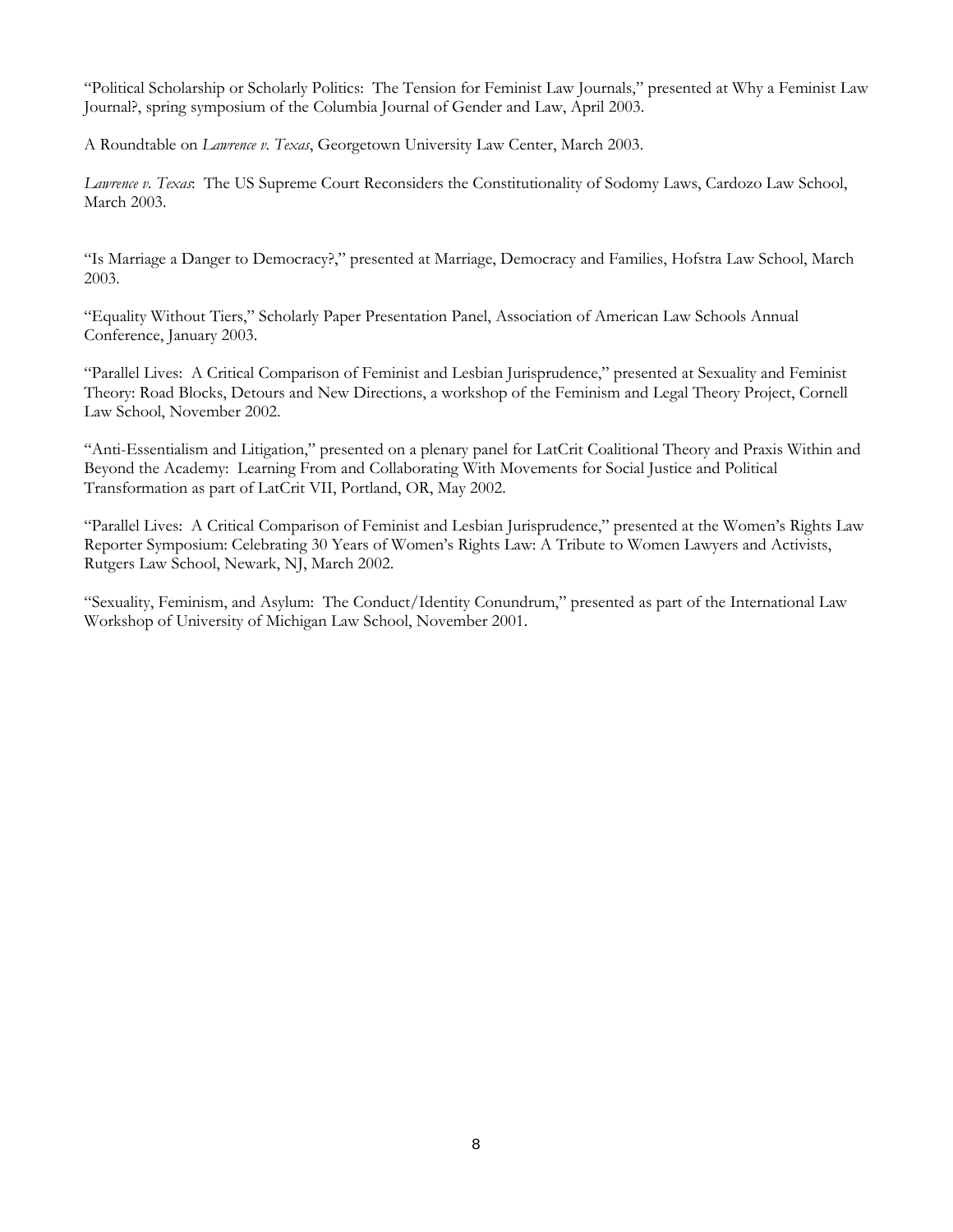"Political Scholarship or Scholarly Politics: The Tension for Feminist Law Journals," presented at Why a Feminist Law Journal?, spring symposium of the Columbia Journal of Gender and Law, April 2003.

A Roundtable on *Lawrence v. Texas*, Georgetown University Law Center, March 2003.

*Lawrence v. Texas*: The US Supreme Court Reconsiders the Constitutionality of Sodomy Laws, Cardozo Law School, March 2003.

"Is Marriage a Danger to Democracy?," presented at Marriage, Democracy and Families, Hofstra Law School, March 2003.

"Equality Without Tiers," Scholarly Paper Presentation Panel, Association of American Law Schools Annual Conference, January 2003.

"Parallel Lives: A Critical Comparison of Feminist and Lesbian Jurisprudence," presented at Sexuality and Feminist Theory: Road Blocks, Detours and New Directions, a workshop of the Feminism and Legal Theory Project, Cornell Law School, November 2002.

"Anti-Essentialism and Litigation," presented on a plenary panel for LatCrit Coalitional Theory and Praxis Within and Beyond the Academy: Learning From and Collaborating With Movements for Social Justice and Political Transformation as part of LatCrit VII, Portland, OR, May 2002.

"Parallel Lives: A Critical Comparison of Feminist and Lesbian Jurisprudence," presented at the Women's Rights Law Reporter Symposium: Celebrating 30 Years of Women's Rights Law: A Tribute to Women Lawyers and Activists, Rutgers Law School, Newark, NJ, March 2002.

"Sexuality, Feminism, and Asylum: The Conduct/Identity Conundrum," presented as part of the International Law Workshop of University of Michigan Law School, November 2001.